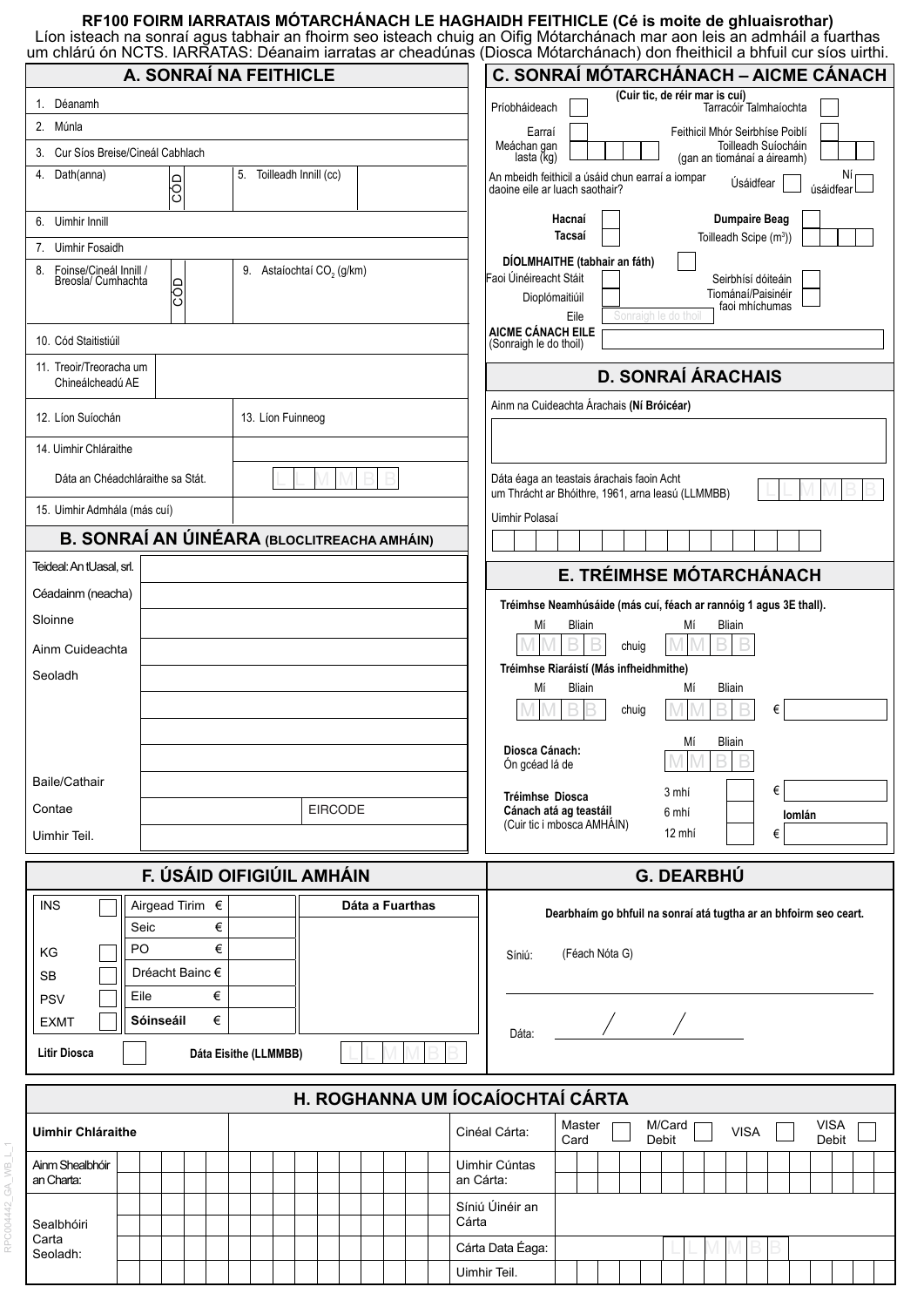# RF100 FOIRM IARRATAIS MÓTARCHÁNACH LE HAGHAIDH FEITHICLE (Cé is moite de ghluaisrothar)

Líon isteach na sonraí agus tabhair an fhoirm seo isteach chuig an Oifig Mótarchánach mar aon leis an admháil a fuarthas um chlárú ón NCTS. IARRATAS: Déanaim iarratas ar cheadúnas (Diosca Mótarchánach) don fheithicil a bhfuil cur síos uirthi.

## A. SONRAÍ NA FEITHICLE

1. Déanamh
2. Múnla
3. Cur Síos Breise/Cineál Cabhlach
4. Dath(anna) — CÓD
5. Toilleadh Innill (cc)
6. Uimhir Innill
7. Uimhir Fosaidh
8. Foinse/Cineál Innill / Breosla/ Cumhachta — CÓD
9. Astaíochtaí $CO_2$ (g/km)
10. Cód Staitistiúil
11. Treoir/Treoracha um Chineálcheadú AE
12. Líon Suíochán
13. Líon Fuinneog
14. Uimhir Chláraithe

Dáta an Chéadchláraithe sa Stát. L L M M B B

15. Uimhir Admhála (más cuí)

## B. SONRAÍ AN ÚINÉARA (BLOCLITREACHA AMHÁIN)

- Teideal: An tUasal, srl.
- Céadainm (neacha)
- Sloinne
- Ainm Cuideachta
- Seoladh
- Baile/Cathair
- Contae — EIRCODE
- Uimhir Teil.

## C. SONRAÍ MÓTARCHÁNACH – AICME CÁNACH

(Cuir tic, de réir mar is cuí)

- Príobháideach
- Tarracóir Talmhaíochta
- Earraí
- Meáchan gan lasta (kg)
- Feithicil Mhór Seirbhíse Poiblí
- Toilleadh Suíocháin (gan an tiománaí a áireamh)

An mbeidh feithicil a úsáid chun earraí a iompar daoine eile ar luach saothair? Úsáidfear / Ní úsáidfear

- Hacnaí
- Tacsaí
- Dumpaire Beag — Toilleadh Scipe ($m^3$)

DÍOLMHAITHE (tabhair an fáth)

- Faoi Úinéireacht Stáit
- Dioplómaitiúil
- Eile — Sonraigh le do thoil
- Seirbhísí dóiteáin
- Tiománaí/Paisinéir faoi mhíchumas

AICME CÁNACH EILE (Sonraigh le do thoil)

## D. SONRAÍ ÁRACHAIS

Ainm na Cuideachta Árachais **(Ní Bróicéar)**

Dáta éaga an teastais árachais faoin Acht um Thrácht ar Bhóithre, 1961, arna leasú (LLMMBB) L L M M B B

Uimhir Polasaí

## E. TRÉIMHSE MÓTARCHÁNACH

**Tréimhse Neamhúsáide (más cuí, féach ar rannóig 1 agus 3E thall).**

Mí Bliain: M M B B chuig M M B B

**Tréimhse Riaráistí (Más infheidhmithe)**

Mí Bliain: M M B B chuig M M B B €

**Diosca Cánach:** Ón gcéad lá de — Mí Bliain: M M B B

**Tréimhse Diosca Cánach atá ag teastáil** (Cuir tic i mbosca AMHÁIN)

- 3 mhí — €
- 6 mhí — **Iomlán**
- 12 mhí — €

## F. ÚSÁID OIFIGIÚIL AMHÁIN

| | | | | Dáta a Fuarthas |
|---|---|---|---|---|
| INS | | Airgead Tirim | € | |
| | | Seic | € | |
| KG | | PO | € | |
| SB | | Dréacht Bainc | € | |
| PSV | | Eile | € | |
| EXMT | | **Sóinseáil** | € | |

**Litir Diosca** — **Dáta Eisithe (LLMMBB)** L L M M B B

## G. DEARBHÚ

**Dearbhaím go bhfuil na sonraí atá tugtha ar an bhfoirm seo ceart.**

Síniú: (Féach Nóta G)

Dáta: / /

## H. ROGHANNA UM ÍOCAÍOCHTAÍ CÁRTA

| | | | |
|---|---|---|---|
| **Uimhir Chláraithe** | | Cineál Cárta: | Master Card / M/Card Debit / VISA / VISA Debit |
| Ainm Shealbhóir an Charta: | | Uimhir Cúntas an Cárta: | |
| Sealbhóiri Carta Seoladh: | | Síniú Úinéir an Cárta | |
| | | Cárta Data Éaga: | L L M M B B |
| | | Uimhir Teil. | |

RPC004442_GA_WB_L_1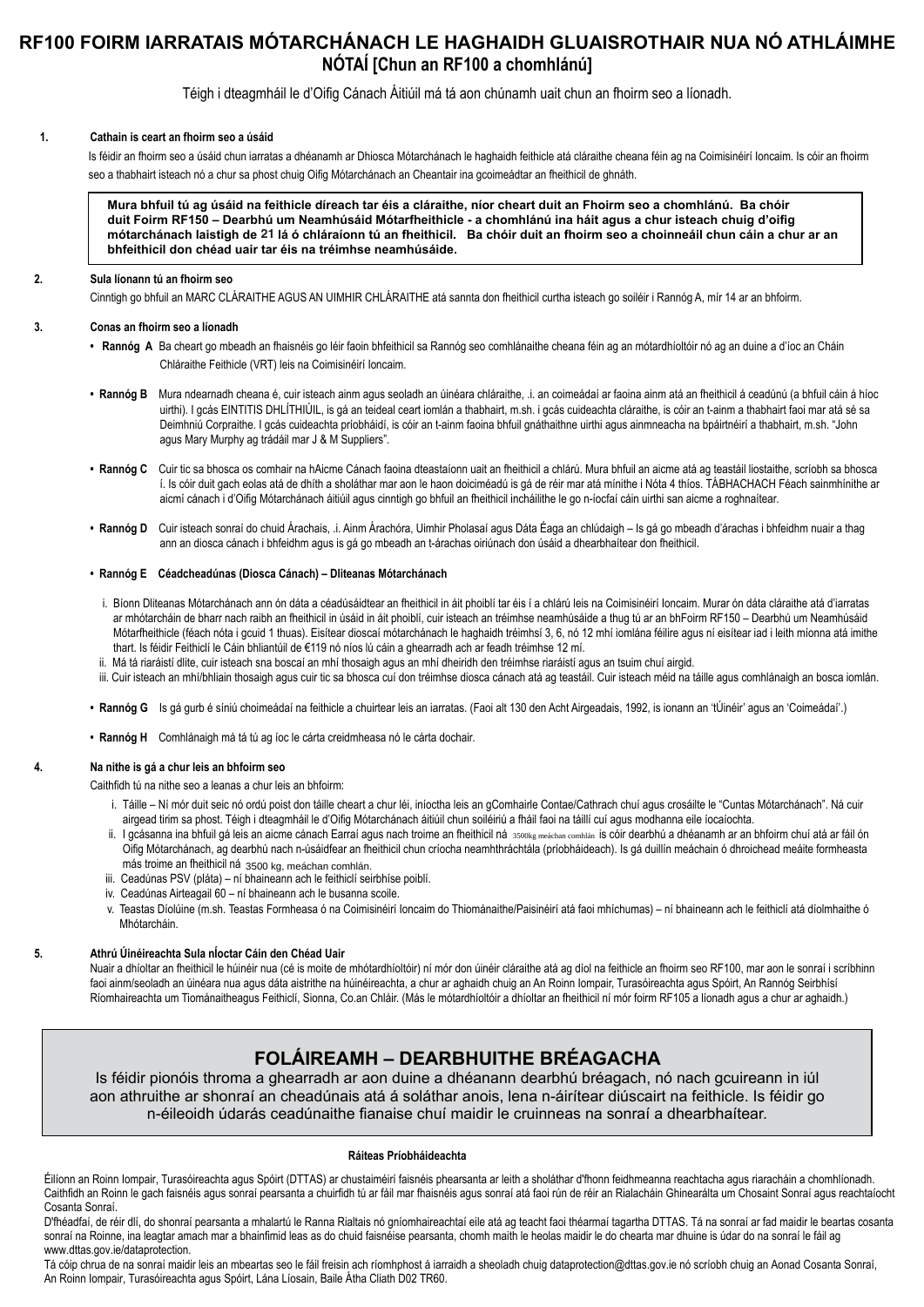# RF100 FOIRM IARRATAIS MÓTARCHÁNACH LE HAGHAIDH GLUAISROTHAIR NUA NÓ ATHLÁIMHE

## NÓTAÍ [Chun an RF100 a chomhlánú]

Téigh i dteagmháil le d'Oifig Cánach Áitiúil má tá aon chúnamh uait chun an fhoirm seo a líonadh.

### 1. Cathain is ceart an fhoirm seo a úsáid

Is féidir an fhoirm seo a úsáid chun iarratas a dhéanamh ar Dhiosca Mótarchánach le haghaidh feithicle atá cláraithe cheana féin ag na Coimisinéirí Ioncaim. Is cóir an fhoirm seo a thabhairt isteach nó a chur sa phost chuig Oifig Mótarchánach an Cheantair ina gcoimeádtar an fheithicil de ghnáth.

**Mura bhfuil tú ag úsáid na feithicle díreach tar éis a cláraithe, níor cheart duit an Fhoirm seo a chomhlánú. Ba chóir duit Foirm RF150 – Dearbhú um Neamhúsáid Mótarfheithicle - a chomhlánú ina háit agus a chur isteach chuig d'oifig mótarchánach laistigh de 21 lá ó chláraíonn tú an fheithicil. Ba chóir duit an fhoirm seo a choinneáil chun cáin a chur ar an bhfeithicil don chéad uair tar éis na tréimhse neamhúsáide.**

### 2. Sula líonann tú an fhoirm seo

Cinntigh go bhfuil an MARC CLÁRAITHE AGUS AN UIMHIR CHLÁRAITHE atá sannta don fheithicil curtha isteach go soiléir i Rannóg A, mír 14 ar an bhfoirm.

### 3. Conas an fhoirm seo a líonadh

- **Rannóg A** Ba cheart go mbeadh an fhaisnéis go léir faoin bhfeithicil sa Rannóg seo comhlánaithe cheana féin ag an mótardhíoltóir nó ag an duine a d'íoc an Cháin Chláraithe Feithicle (VRT) leis na Coimisinéirí Ioncaim.
- **Rannóg B** Mura ndearnadh cheana é, cuir isteach ainm agus seoladh an úinéara chláraithe, .i. an coimeádaí ar faoina ainm atá an fheithicil á ceadúnú (a bhfuil cáin á híoc uirthi). I gcás EINTITIS DHLÍTHIÚIL, is gá an teideal ceart iomlán a thabhairt, m.sh. i gcás cuideachta cláraithe, is cóir an t-ainm a thabhairt faoi mar atá sé sa Deimhniú Corpraithe. I gcás cuideachta príobháidí, is cóir an t-ainm faoina bhfuil gnáthaithne uirthi agus ainmneacha na bpáirtnéirí a thabhairt, m.sh. "John agus Mary Murphy ag trádáil mar J & M Suppliers".
- **Rannóg C** Cuir tic sa bhosca os comhair na hAicme Cánach faoina dteastaíonn uait an fheithicil a chlárú. Mura bhfuil an aicme atá ag teastáil liostaithe, scríobh sa bhosca í. Is cóir duit gach eolas atá de dhíth a sholáthar mar aon le haon doiciméadú is gá de réir mar atá mínithe i Nóta 4 thíos. TÁBHACHTACH Féach sainmhínithe ar aicmí cánach i d'Oifig Mótarchánach áitiúil agus cinntigh go bhfuil an fheithicil incháilithe le go n-íocfaí cáin uirthi san aicme a roghnaítear.
- **Rannóg D** Cuir isteach sonraí do chuid Árachais, .i. Ainm Árachóra, Uimhir Pholasaí agus Dáta Éaga an chlúdaigh – Is gá go mbeadh d'árachas i bhfeidhm nuair a thag ann an diosca cánach i bhfeidhm agus is gá go mbeadh an t-árachas oiriúnach don úsáid a dhearbhaítear don fheithicil.
- **Rannóg E Céadcheadúnas (Diosca Cánach) – Dliteanas Mótarchánach**

  i. Bíonn Dliteanas Mótarchánach ann ón dáta a céadúsáidtear an fheithicil in áit phoiblí tar éis í a chlárú leis na Coimisinéirí Ioncaim. Murar ón dáta cláraithe atá d'iarratas ar mhótarcháin de bharr nach raibh an fheithicil in úsáid in áit phoiblí, cuir isteach an tréimhse neamhúsáide a thug tú ar an bhFoirm RF150 – Dearbhú um Neamhúsáid Mótarfheithicle (féach nóta i gcuid 1 thuas). Eisítear dioscaí mótarchánach le haghaidh tréimhsí 3, 6, nó 12 mhí iomlána féilire agus ní eisítear iad i leith míonna atá imithe thart. Is féidir Feithiclí le Cáin bhliantúil de €119 nó níos lú cáin a ghearradh ach ar feadh tréimhse 12 mí.

  ii. Má tá riaráistí dlite, cuir isteach sna boscaí an mhí thosaigh agus an mhí dheiridh den tréimhse riaráistí agus an tsuim chuí airgid.

  iii. Cuir isteach an mhí/bhliain thosaigh agus cuir tic sa bhosca cuí don tréimhse diosca cánach atá ag teastáil. Cuir isteach méid na táille agus comhlánaigh an bosca iomlán.
- **Rannóg G** Is gá gurb é síniú choimeádaí na feithicle a chuirtear leis an iarratas. (Faoi alt 130 den Acht Airgeadais, 1992, is ionann an 'tÚinéir' agus an 'Coimeádaí'.)
- **Rannóg H** Comhlánaigh má tá tú ag íoc le cárta creidmheasa nó le cárta dochair.

### 4. Na nithe is gá a chur leis an bhfoirm seo

Caithfidh tú na nithe seo a leanas a chur leis an bhfoirm:

i. Táille – Ní mór duit seic nó ordú poist don táille cheart a chur léi, iníoctha leis an gComhairle Contae/Cathrach chuí agus crosáilte le "Cuntas Mótarchánach". Ná cuir airgead tirim sa phost. Téigh i dteagmháil le d'Oifig Mótarchánach áitiúil chun soiléiriú a fháil faoi na táillí cuí agus modhanna eile íocaíochta.

ii. I gcásanna ina bhfuil gá leis an aicme cánach Earraí agus nach troime an fheithicil ná 3500kg meáchan comhlán is cóir dearbhú a dhéanamh ar an bhfoirm chuí atá ar fáil ón Oifig Mótarchánach, ag dearbhú nach n-úsáidfear an fheithicil chun críocha neamhthráchtála (príobháideach). Is gá duillín meáchain ó dhroichead meáite formheasta más troime an fheithicil ná 3500 kg, meáchan comhlán.

iii. Ceadúnas PSV (pláta) – ní bhaineann ach le feithiclí seirbhíse poiblí.

iv. Ceadúnas Airteagail 60 – ní bhaineann ach le busanna scoile.

v. Teastas Díolúine (m.sh. Teastas Formheasa ó na Coimisinéirí Ioncaim do Thiománaithe/Paisinéirí atá faoi mhíchumas) – ní bhaineann ach le feithiclí atá díolmhaithe ó Mhótarcháin.

### 5. Athrú Úinéireachta Sula nÍoctar Cáin den Chéad Uair

Nuair a dhíoltar an fheithicil le húinéir nua (cé is moite de mhótardhíoltóir) ní mór don úinéir cláraithe atá ag díol na feithicle an fhoirm seo RF100, mar aon le sonraí i scríbhinn faoi ainm/seoladh an úinéara nua agus dáta aistrithe na húinéireachta, a chur ar aghaidh chuig an An Roinn Iompair, Turasóireachta agus Spóirt, An Rannóg Seirbhísí Ríomhaireachta um Tiománaitheagus Feithiclí, Sionna, Co.an Chláir. (Más le mótardhíoltóir a dhíoltar an fheithicil ní mór foirm RF105 a líonadh agus a chur ar aghaidh.)

## FOLÁIREAMH – DEARBHUITHE BRÉAGACHA

Is féidir pionóis throma a ghearradh ar aon duine a dhéanann dearbhú bréagach, nó nach gcuireann in iúl aon athruithe ar shonraí an cheadúnais atá á soláthar anois, lena n-áirítear diúscairt na feithicle. Is féidir go n-éileoidh údarás ceadúnaithe fianaise chuí maidir le cruinneas na sonraí a dhearbhaítear.

#### Ráiteas Príobháideachta

Éilíonn an Roinn Iompair, Turasóireachta agus Spóirt (DTTAS) ar chustaiméirí faisnéis phearsanta ar leith a sholáthar d'fhonn feidhmeanna reachtacha agus riaracháin a chomhlíonadh. Caithfidh an Roinn le gach faisnéis agus sonraí pearsanta a chuirfidh tú ar fáil mar fhaisnéis agus sonraí atá faoi rún de réir an Rialacháin Ghinearálta um Chosaint Sonraí agus reachtaíocht Cosanta Sonraí.

D'fhéadfaí, de réir dlí, do shonraí pearsanta a mhalartú le Ranna Rialtais nó gníomhaireachtaí eile atá ag teacht faoi théarmaí tagartha DTTAS. Tá na sonraí ar fad maidir le beartas cosanta sonraí na Roinne, ina leagtar amach mar a bhainfimid leas as do chuid faisnéise pearsanta, chomh maith le heolas maidir le do chearta mar dhuine is údar do na sonraí le fáil ag www.dttas.gov.ie/dataprotection.

Tá cóip chrua de na sonraí maidir leis an mbeartas seo le fáil freisin ach ríomhphost á iarraidh a sheoladh chuig dataprotection@dttas.gov.ie nó scríobh chuig an Aonad Cosanta Sonraí, An Roinn Iompair, Turasóireachta agus Spóirt, Lána Líosain, Baile Átha Cliath D02 TR60.